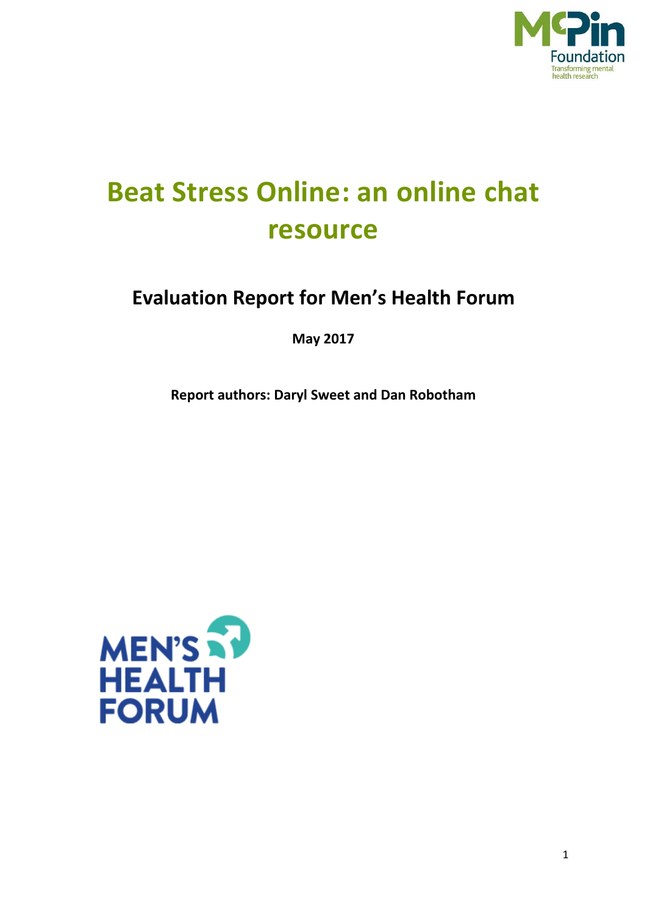# Beat Stress Online: an online chat resource

## Evaluation Report for Men's Health Forum

**May 2017**

**Report authors: Daryl Sweet and Dan Robotham**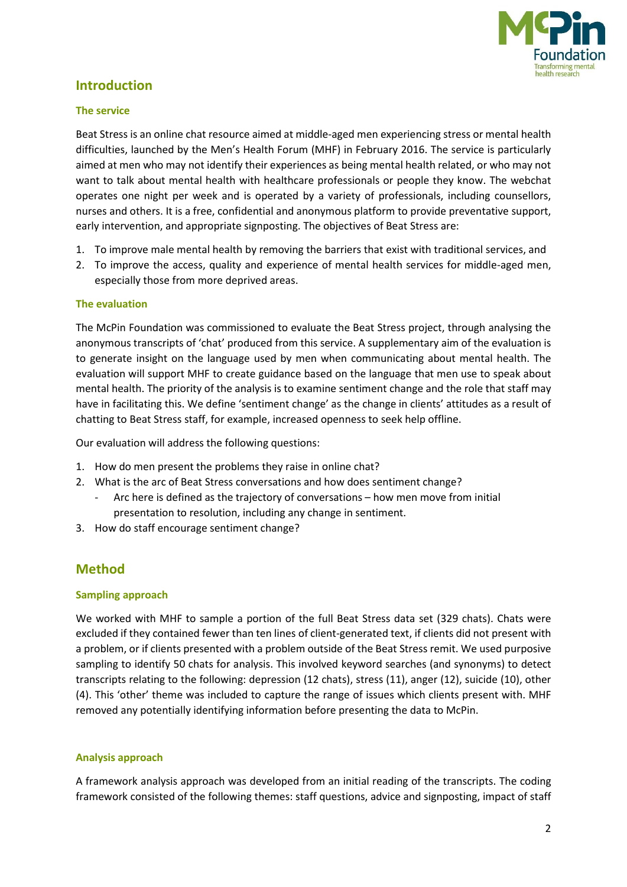## Introduction

### The service

Beat Stress is an online chat resource aimed at middle-aged men experiencing stress or mental health difficulties, launched by the Men's Health Forum (MHF) in February 2016. The service is particularly aimed at men who may not identify their experiences as being mental health related, or who may not want to talk about mental health with healthcare professionals or people they know. The webchat operates one night per week and is operated by a variety of professionals, including counsellors, nurses and others. It is a free, confidential and anonymous platform to provide preventative support, early intervention, and appropriate signposting. The objectives of Beat Stress are:

1. To improve male mental health by removing the barriers that exist with traditional services, and
2. To improve the access, quality and experience of mental health services for middle-aged men, especially those from more deprived areas.

### The evaluation

The McPin Foundation was commissioned to evaluate the Beat Stress project, through analysing the anonymous transcripts of 'chat' produced from this service. A supplementary aim of the evaluation is to generate insight on the language used by men when communicating about mental health. The evaluation will support MHF to create guidance based on the language that men use to speak about mental health. The priority of the analysis is to examine sentiment change and the role that staff may have in facilitating this. We define 'sentiment change' as the change in clients' attitudes as a result of chatting to Beat Stress staff, for example, increased openness to seek help offline.

Our evaluation will address the following questions:

1. How do men present the problems they raise in online chat?
2. What is the arc of Beat Stress conversations and how does sentiment change?
   - Arc here is defined as the trajectory of conversations – how men move from initial presentation to resolution, including any change in sentiment.
3. How do staff encourage sentiment change?

## Method

### Sampling approach

We worked with MHF to sample a portion of the full Beat Stress data set (329 chats). Chats were excluded if they contained fewer than ten lines of client-generated text, if clients did not present with a problem, or if clients presented with a problem outside of the Beat Stress remit. We used purposive sampling to identify 50 chats for analysis. This involved keyword searches (and synonyms) to detect transcripts relating to the following: depression (12 chats), stress (11), anger (12), suicide (10), other (4). This 'other' theme was included to capture the range of issues which clients present with. MHF removed any potentially identifying information before presenting the data to McPin.

### Analysis approach

A framework analysis approach was developed from an initial reading of the transcripts. The coding framework consisted of the following themes: staff questions, advice and signposting, impact of staff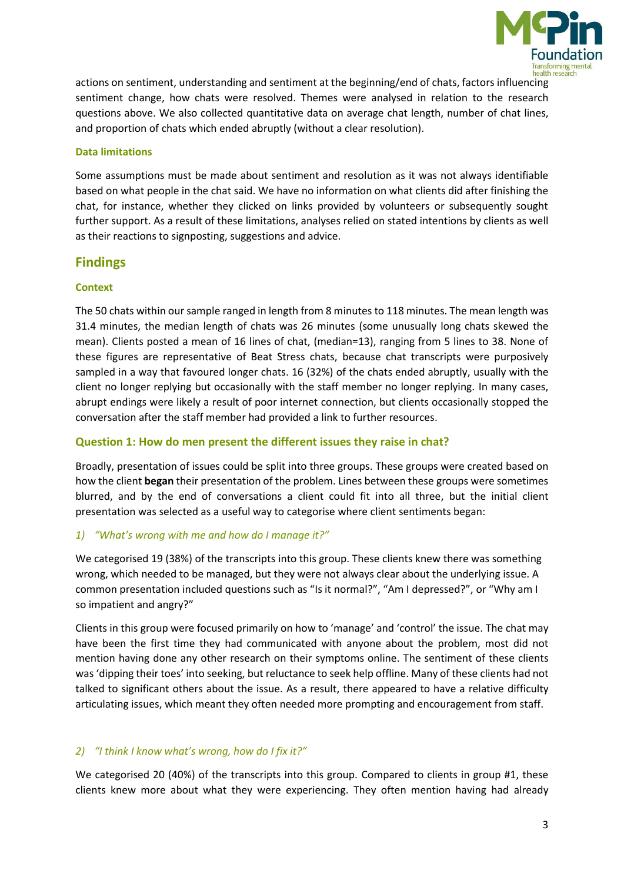actions on sentiment, understanding and sentiment at the beginning/end of chats, factors influencing sentiment change, how chats were resolved. Themes were analysed in relation to the research questions above. We also collected quantitative data on average chat length, number of chat lines, and proportion of chats which ended abruptly (without a clear resolution).

### Data limitations

Some assumptions must be made about sentiment and resolution as it was not always identifiable based on what people in the chat said. We have no information on what clients did after finishing the chat, for instance, whether they clicked on links provided by volunteers or subsequently sought further support. As a result of these limitations, analyses relied on stated intentions by clients as well as their reactions to signposting, suggestions and advice.

## Findings

### Context

The 50 chats within our sample ranged in length from 8 minutes to 118 minutes. The mean length was 31.4 minutes, the median length of chats was 26 minutes (some unusually long chats skewed the mean). Clients posted a mean of 16 lines of chat, (median=13), ranging from 5 lines to 38. None of these figures are representative of Beat Stress chats, because chat transcripts were purposively sampled in a way that favoured longer chats. 16 (32%) of the chats ended abruptly, usually with the client no longer replying but occasionally with the staff member no longer replying. In many cases, abrupt endings were likely a result of poor internet connection, but clients occasionally stopped the conversation after the staff member had provided a link to further resources.

### Question 1: How do men present the different issues they raise in chat?

Broadly, presentation of issues could be split into three groups. These groups were created based on how the client **began** their presentation of the problem. Lines between these groups were sometimes blurred, and by the end of conversations a client could fit into all three, but the initial client presentation was selected as a useful way to categorise where client sentiments began:

#### *1) "What's wrong with me and how do I manage it?"*

We categorised 19 (38%) of the transcripts into this group. These clients knew there was something wrong, which needed to be managed, but they were not always clear about the underlying issue. A common presentation included questions such as "Is it normal?", "Am I depressed?", or "Why am I so impatient and angry?"

Clients in this group were focused primarily on how to 'manage' and 'control' the issue. The chat may have been the first time they had communicated with anyone about the problem, most did not mention having done any other research on their symptoms online. The sentiment of these clients was 'dipping their toes' into seeking, but reluctance to seek help offline. Many of these clients had not talked to significant others about the issue. As a result, there appeared to have a relative difficulty articulating issues, which meant they often needed more prompting and encouragement from staff.

#### *2) "I think I know what's wrong, how do I fix it?"*

We categorised 20 (40%) of the transcripts into this group. Compared to clients in group #1, these clients knew more about what they were experiencing. They often mention having had already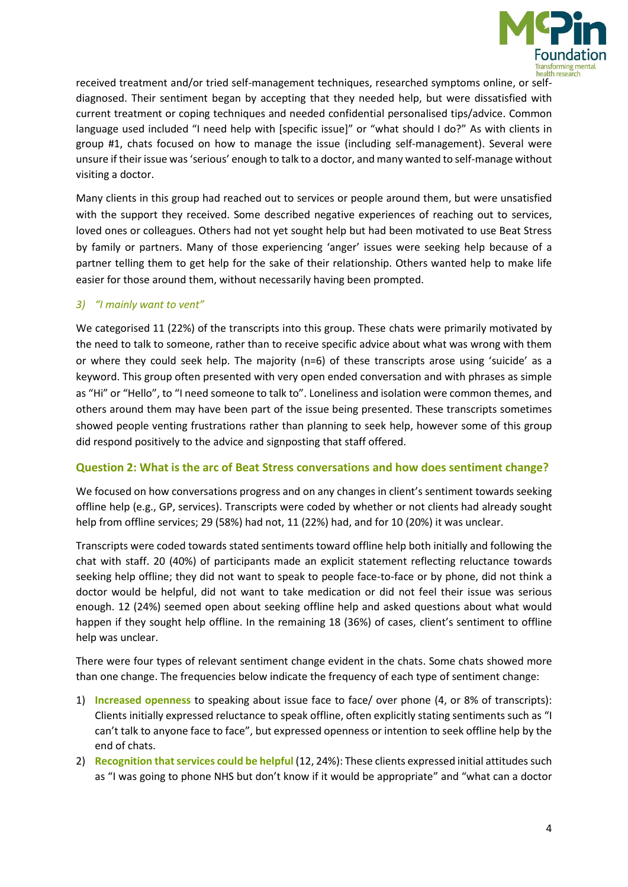received treatment and/or tried self-management techniques, researched symptoms online, or self-diagnosed. Their sentiment began by accepting that they needed help, but were dissatisfied with current treatment or coping techniques and needed confidential personalised tips/advice. Common language used included "I need help with [specific issue]" or "what should I do?" As with clients in group #1, chats focused on how to manage the issue (including self-management). Several were unsure if their issue was 'serious' enough to talk to a doctor, and many wanted to self-manage without visiting a doctor.

Many clients in this group had reached out to services or people around them, but were unsatisfied with the support they received. Some described negative experiences of reaching out to services, loved ones or colleagues. Others had not yet sought help but had been motivated to use Beat Stress by family or partners. Many of those experiencing 'anger' issues were seeking help because of a partner telling them to get help for the sake of their relationship. Others wanted help to make life easier for those around them, without necessarily having been prompted.

### *3) "I mainly want to vent"*

We categorised 11 (22%) of the transcripts into this group. These chats were primarily motivated by the need to talk to someone, rather than to receive specific advice about what was wrong with them or where they could seek help. The majority (n=6) of these transcripts arose using 'suicide' as a keyword. This group often presented with very open ended conversation and with phrases as simple as "Hi" or "Hello", to "I need someone to talk to". Loneliness and isolation were common themes, and others around them may have been part of the issue being presented. These transcripts sometimes showed people venting frustrations rather than planning to seek help, however some of this group did respond positively to the advice and signposting that staff offered.

## Question 2: What is the arc of Beat Stress conversations and how does sentiment change?

We focused on how conversations progress and on any changes in client's sentiment towards seeking offline help (e.g., GP, services). Transcripts were coded by whether or not clients had already sought help from offline services; 29 (58%) had not, 11 (22%) had, and for 10 (20%) it was unclear.

Transcripts were coded towards stated sentiments toward offline help both initially and following the chat with staff. 20 (40%) of participants made an explicit statement reflecting reluctance towards seeking help offline; they did not want to speak to people face-to-face or by phone, did not think a doctor would be helpful, did not want to take medication or did not feel their issue was serious enough. 12 (24%) seemed open about seeking offline help and asked questions about what would happen if they sought help offline. In the remaining 18 (36%) of cases, client's sentiment to offline help was unclear.

There were four types of relevant sentiment change evident in the chats. Some chats showed more than one change. The frequencies below indicate the frequency of each type of sentiment change:

1) **Increased openness** to speaking about issue face to face/ over phone (4, or 8% of transcripts): Clients initially expressed reluctance to speak offline, often explicitly stating sentiments such as "I can't talk to anyone face to face", but expressed openness or intention to seek offline help by the end of chats.
2) **Recognition that services could be helpful** (12, 24%): These clients expressed initial attitudes such as "I was going to phone NHS but don't know if it would be appropriate" and "what can a doctor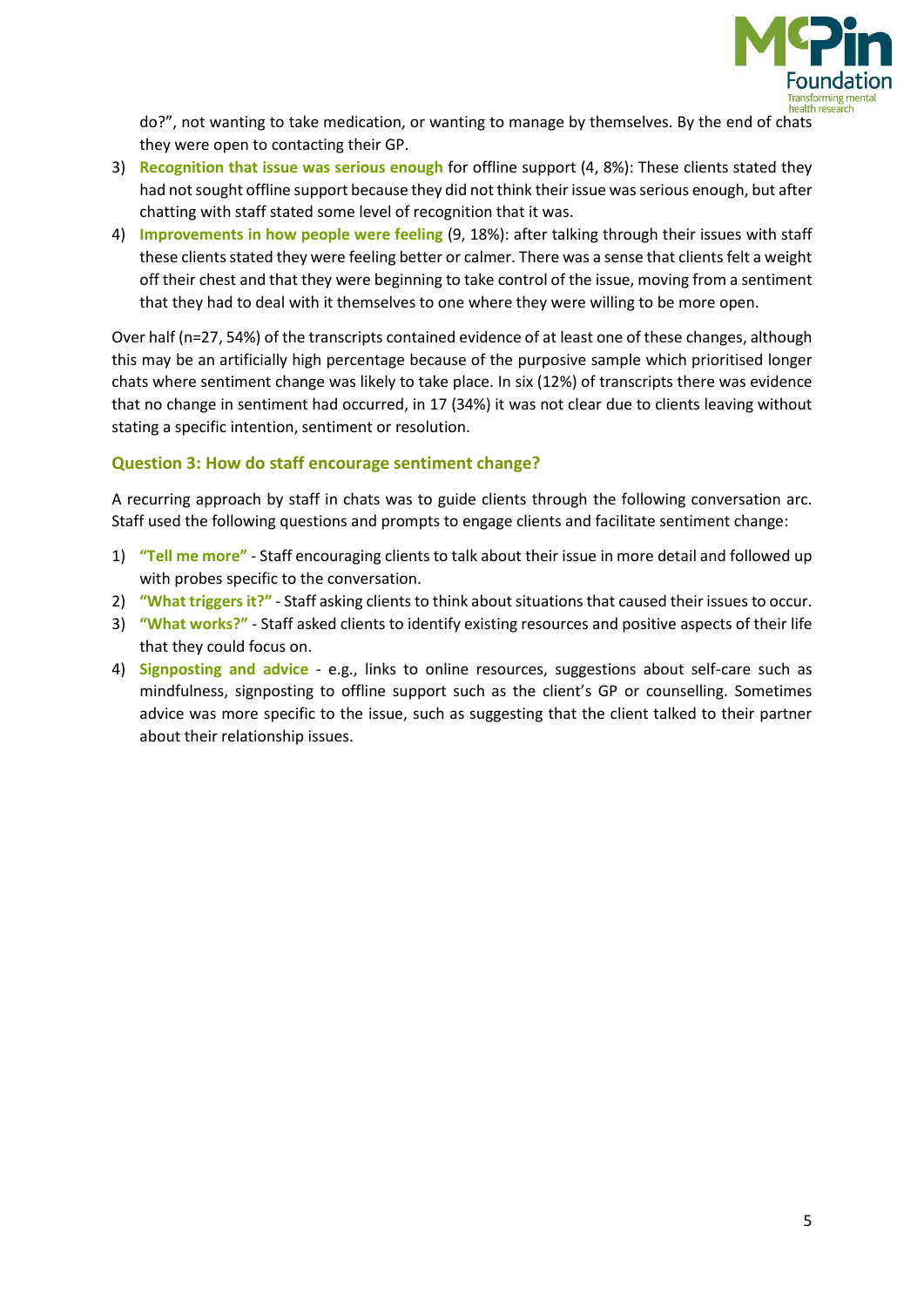do?", not wanting to take medication, or wanting to manage by themselves. By the end of chats they were open to contacting their GP.

3) **Recognition that issue was serious enough** for offline support (4, 8%): These clients stated they had not sought offline support because they did not think their issue was serious enough, but after chatting with staff stated some level of recognition that it was.
4) **Improvements in how people were feeling** (9, 18%): after talking through their issues with staff these clients stated they were feeling better or calmer. There was a sense that clients felt a weight off their chest and that they were beginning to take control of the issue, moving from a sentiment that they had to deal with it themselves to one where they were willing to be more open.

Over half (n=27, 54%) of the transcripts contained evidence of at least one of these changes, although this may be an artificially high percentage because of the purposive sample which prioritised longer chats where sentiment change was likely to take place. In six (12%) of transcripts there was evidence that no change in sentiment had occurred, in 17 (34%) it was not clear due to clients leaving without stating a specific intention, sentiment or resolution.

### Question 3: How do staff encourage sentiment change?

A recurring approach by staff in chats was to guide clients through the following conversation arc. Staff used the following questions and prompts to engage clients and facilitate sentiment change:

1) **"Tell me more"** - Staff encouraging clients to talk about their issue in more detail and followed up with probes specific to the conversation.
2) **"What triggers it?"** - Staff asking clients to think about situations that caused their issues to occur.
3) **"What works?"** - Staff asked clients to identify existing resources and positive aspects of their life that they could focus on.
4) **Signposting and advice** - e.g., links to online resources, suggestions about self-care such as mindfulness, signposting to offline support such as the client's GP or counselling. Sometimes advice was more specific to the issue, such as suggesting that the client talked to their partner about their relationship issues.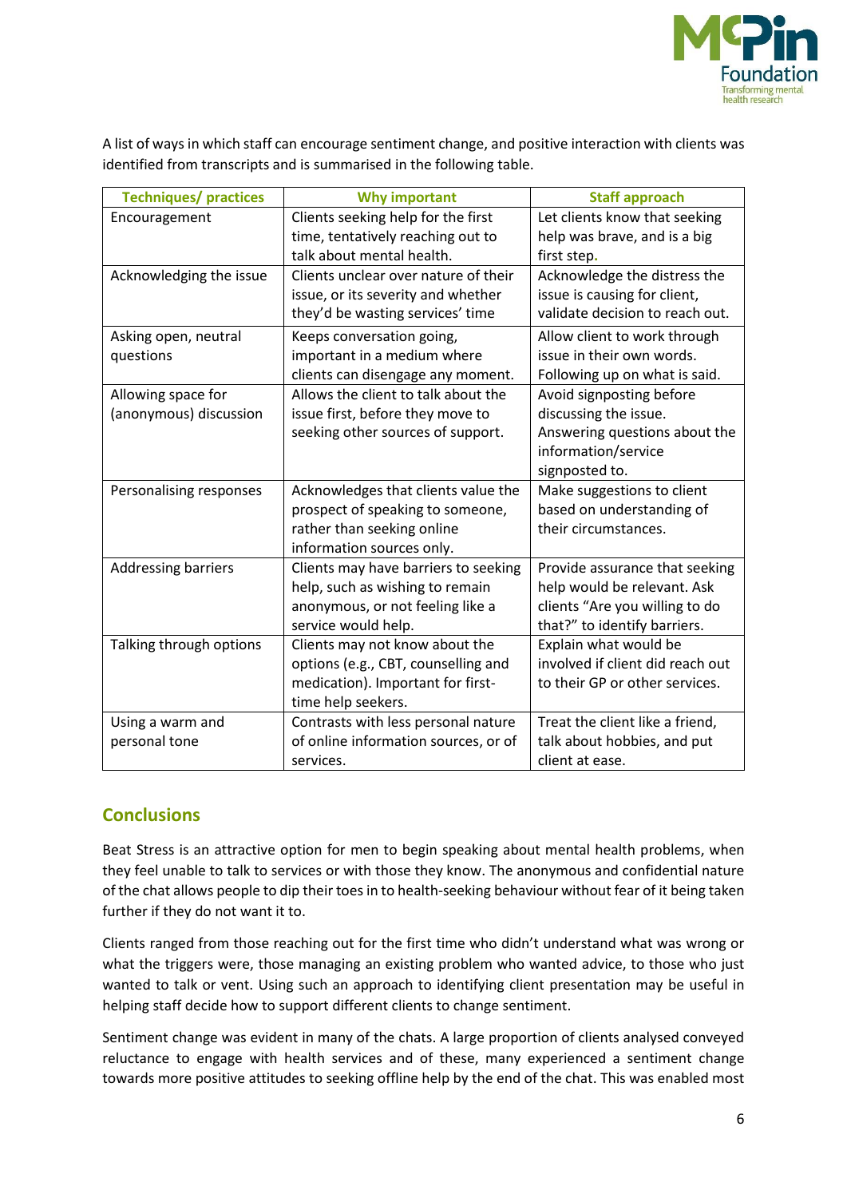A list of ways in which staff can encourage sentiment change, and positive interaction with clients was identified from transcripts and is summarised in the following table.

| Techniques/ practices | Why important | Staff approach |
|---|---|---|
| Encouragement | Clients seeking help for the first time, tentatively reaching out to talk about mental health. | Let clients know that seeking help was brave, and is a big first step. |
| Acknowledging the issue | Clients unclear over nature of their issue, or its severity and whether they'd be wasting services' time | Acknowledge the distress the issue is causing for client, validate decision to reach out. |
| Asking open, neutral questions | Keeps conversation going, important in a medium where clients can disengage any moment. | Allow client to work through issue in their own words. Following up on what is said. |
| Allowing space for (anonymous) discussion | Allows the client to talk about the issue first, before they move to seeking other sources of support. | Avoid signposting before discussing the issue. Answering questions about the information/service signposted to. |
| Personalising responses | Acknowledges that clients value the prospect of speaking to someone, rather than seeking online information sources only. | Make suggestions to client based on understanding of their circumstances. |
| Addressing barriers | Clients may have barriers to seeking help, such as wishing to remain anonymous, or not feeling like a service would help. | Provide assurance that seeking help would be relevant. Ask clients "Are you willing to do that?" to identify barriers. |
| Talking through options | Clients may not know about the options (e.g., CBT, counselling and medication). Important for first-time help seekers. | Explain what would be involved if client did reach out to their GP or other services. |
| Using a warm and personal tone | Contrasts with less personal nature of online information sources, or of services. | Treat the client like a friend, talk about hobbies, and put client at ease. |

## Conclusions

Beat Stress is an attractive option for men to begin speaking about mental health problems, when they feel unable to talk to services or with those they know. The anonymous and confidential nature of the chat allows people to dip their toes in to health-seeking behaviour without fear of it being taken further if they do not want it to.

Clients ranged from those reaching out for the first time who didn't understand what was wrong or what the triggers were, those managing an existing problem who wanted advice, to those who just wanted to talk or vent. Using such an approach to identifying client presentation may be useful in helping staff decide how to support different clients to change sentiment.

Sentiment change was evident in many of the chats. A large proportion of clients analysed conveyed reluctance to engage with health services and of these, many experienced a sentiment change towards more positive attitudes to seeking offline help by the end of the chat. This was enabled most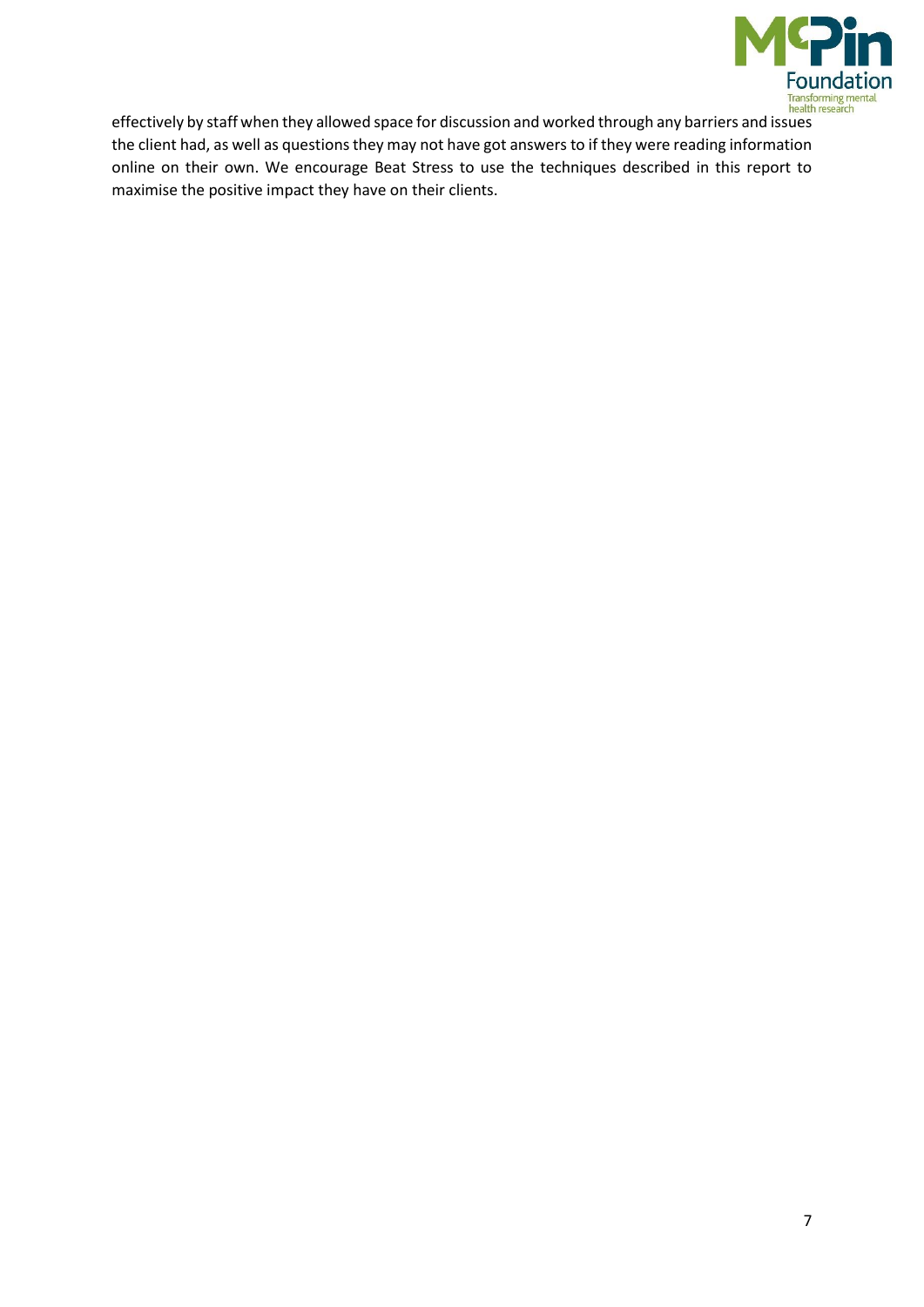effectively by staff when they allowed space for discussion and worked through any barriers and issues the client had, as well as questions they may not have got answers to if they were reading information online on their own. We encourage Beat Stress to use the techniques described in this report to maximise the positive impact they have on their clients.